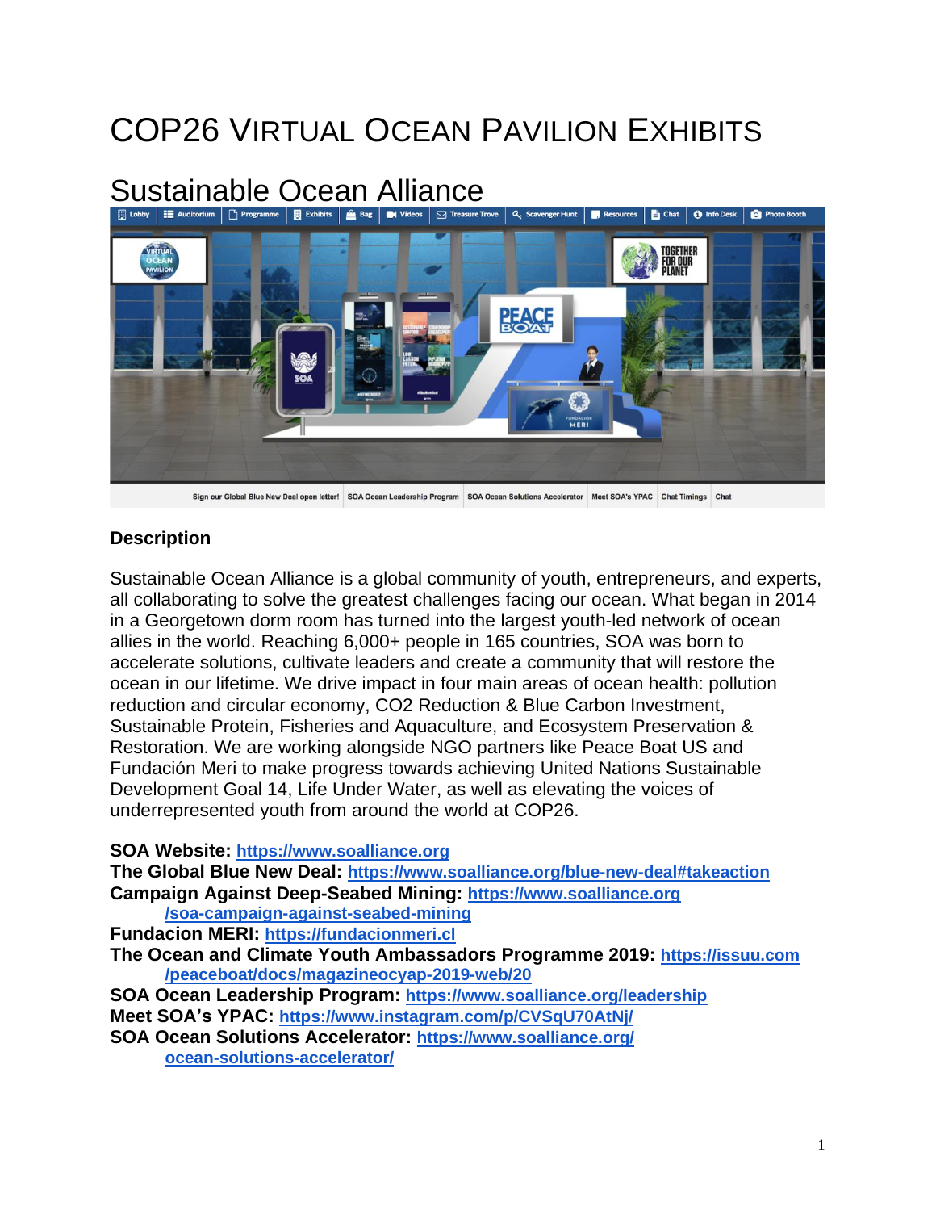# COP26 Virtual Ocean Pavilion Exhibits

## Sustainable Ocean Alliance

### Description

Sustainable Ocean Alliance is a global community of youth, entrepreneurs, and experts, all collaborating to solve the greatest challenges facing our ocean. What began in 2014 in a Georgetown dorm room has turned into the largest youth-led network of ocean allies in the world. Reaching 6,000+ people in 165 countries, SOA was born to accelerate solutions, cultivate leaders and create a community that will restore the ocean in our lifetime. We drive impact in four main areas of ocean health: pollution reduction and circular economy, CO2 Reduction & Blue Carbon Investment, Sustainable Protein, Fisheries and Aquaculture, and Ecosystem Preservation & Restoration. We are working alongside NGO partners like Peace Boat US and Fundación Meri to make progress towards achieving United Nations Sustainable Development Goal 14, Life Under Water, as well as elevating the voices of underrepresented youth from around the world at COP26.

**SOA Website:** https://www.soalliance.org
**The Global Blue New Deal:** https://www.soalliance.org/blue-new-deal#takeaction
**Campaign Against Deep-Seabed Mining:** https://www.soalliance.org/soa-campaign-against-seabed-mining
**Fundacion MERI:** https://fundacionmeri.cl
**The Ocean and Climate Youth Ambassadors Programme 2019:** https://issuu.com/peaceboat/docs/magazineocyap-2019-web/20
**SOA Ocean Leadership Program:** https://www.soalliance.org/leadership
**Meet SOA's YPAC:** https://www.instagram.com/p/CVSqU70AtNj/
**SOA Ocean Solutions Accelerator:** https://www.soalliance.org/ocean-solutions-accelerator/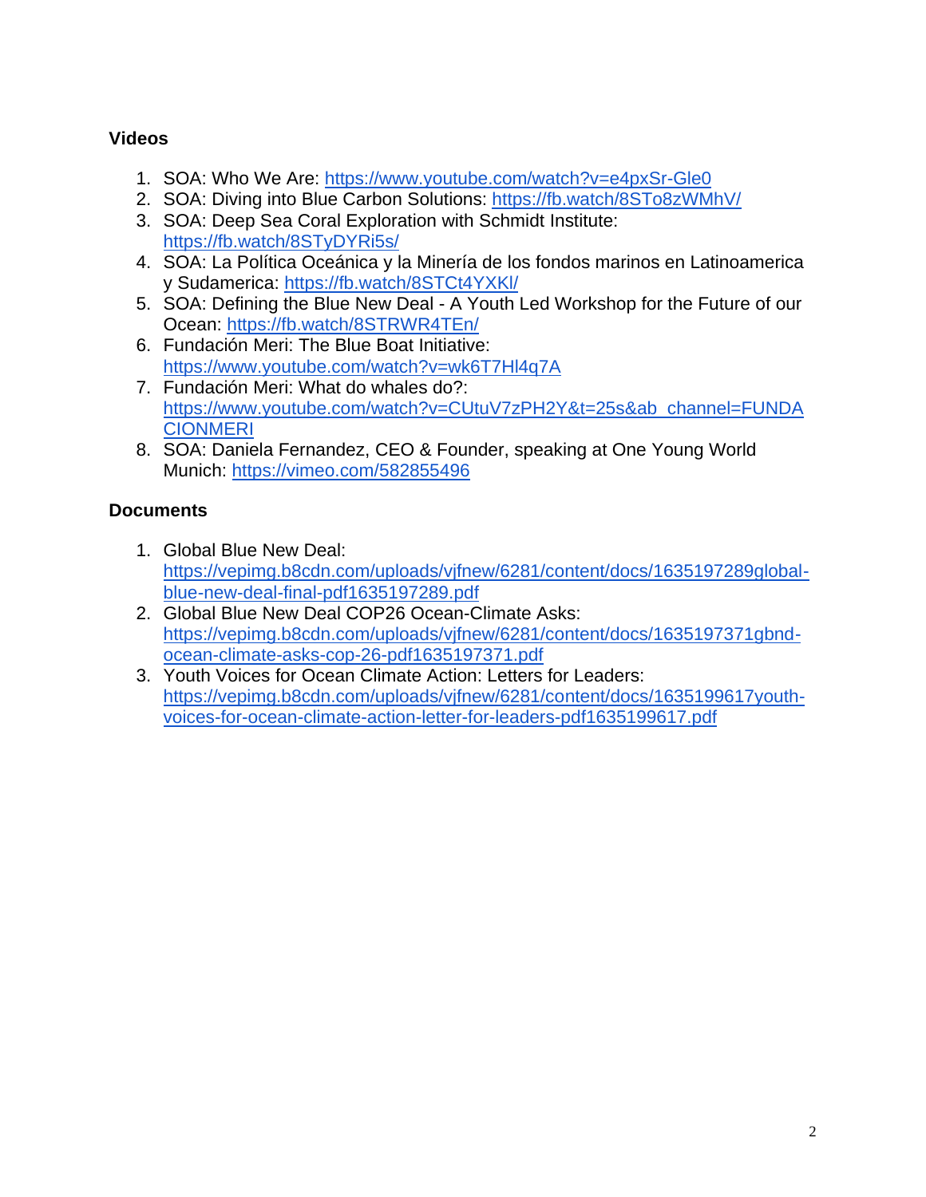**Videos**

1. SOA: Who We Are: https://www.youtube.com/watch?v=e4pxSr-Gle0
2. SOA: Diving into Blue Carbon Solutions: https://fb.watch/8STo8zWMhV/
3. SOA: Deep Sea Coral Exploration with Schmidt Institute: https://fb.watch/8STyDYRi5s/
4. SOA: La Política Oceánica y la Minería de los fondos marinos en Latinoamerica y Sudamerica: https://fb.watch/8STCt4YXKl/
5. SOA: Defining the Blue New Deal - A Youth Led Workshop for the Future of our Ocean: https://fb.watch/8STRWR4TEn/
6. Fundación Meri: The Blue Boat Initiative: https://www.youtube.com/watch?v=wk6T7Hl4q7A
7. Fundación Meri: What do whales do?: https://www.youtube.com/watch?v=CUtuV7zPH2Y&t=25s&ab_channel=FUNDACIONMERI
8. SOA: Daniela Fernandez, CEO & Founder, speaking at One Young World Munich: https://vimeo.com/582855496

**Documents**

1. Global Blue New Deal: https://vepimg.b8cdn.com/uploads/vjfnew/6281/content/docs/1635197289global-blue-new-deal-final-pdf1635197289.pdf
2. Global Blue New Deal COP26 Ocean-Climate Asks: https://vepimg.b8cdn.com/uploads/vjfnew/6281/content/docs/1635197371gbnd-ocean-climate-asks-cop-26-pdf1635197371.pdf
3. Youth Voices for Ocean Climate Action: Letters for Leaders: https://vepimg.b8cdn.com/uploads/vjfnew/6281/content/docs/1635199617youth-voices-for-ocean-climate-action-letter-for-leaders-pdf1635199617.pdf